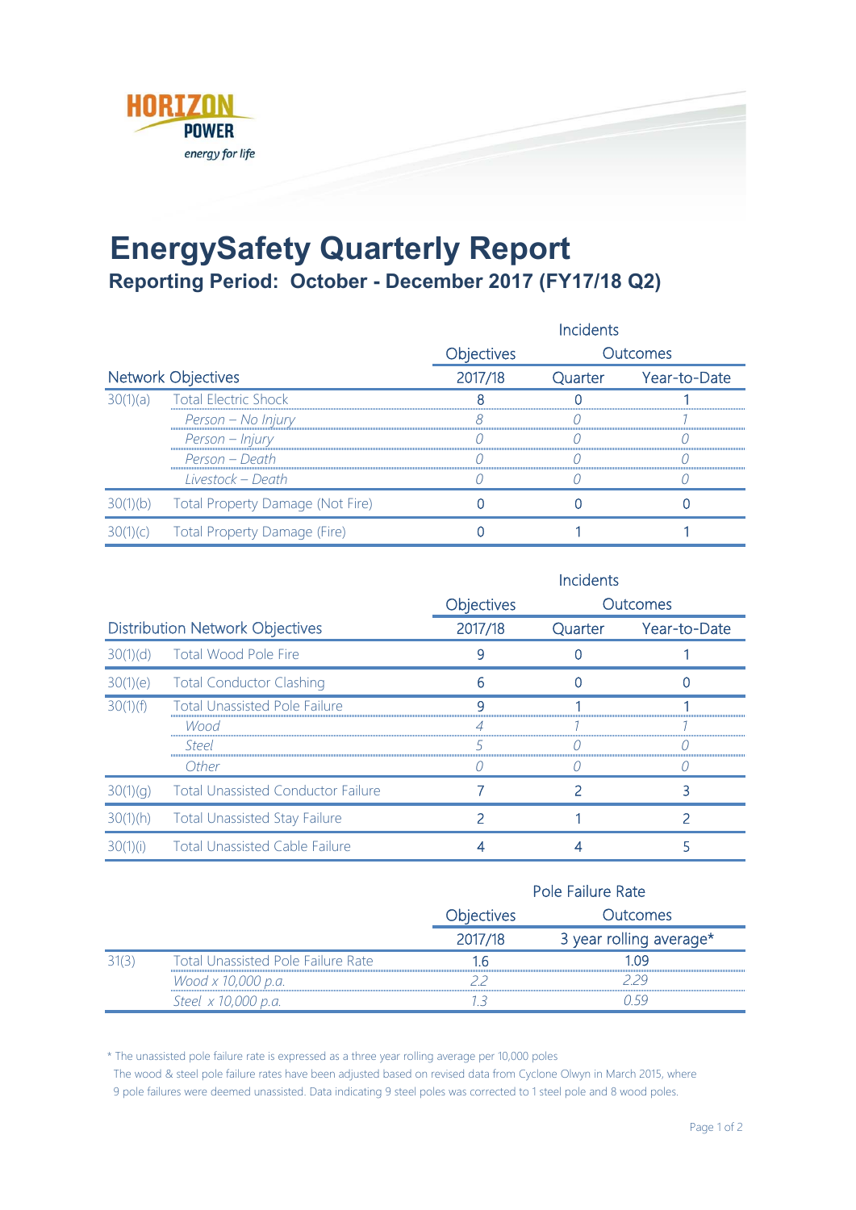HORIZON POWER

*energy for life*

# EnergySafety Quarterly Report

## Reporting Period: October - December 2017 (FY17/18 Q2)

| | | Incidents | | |
|---|---|---|---|---|
| | | Objectives | Outcomes | |
| Network Objectives | | 2017/18 | Quarter | Year-to-Date |
| 30(1)(a) | Total Electric Shock | 8 | 0 | 1 |
| | *Person – No Injury* | *8* | *0* | *1* |
| | *Person – Injury* | *0* | *0* | *0* |
| | *Person – Death* | *0* | *0* | *0* |
| | *Livestock – Death* | *0* | *0* | *0* |
| 30(1)(b) | Total Property Damage (Not Fire) | 0 | 0 | 0 |
| 30(1)(c) | Total Property Damage (Fire) | 0 | 1 | 1 |

| | | Incidents | | |
|---|---|---|---|---|
| | | Objectives | Outcomes | |
| Distribution Network Objectives | | 2017/18 | Quarter | Year-to-Date |
| 30(1)(d) | Total Wood Pole Fire | 9 | 0 | 1 |
| 30(1)(e) | Total Conductor Clashing | 6 | 0 | 0 |
| 30(1)(f) | Total Unassisted Pole Failure | 9 | 1 | 1 |
| | *Wood* | *4* | *1* | *1* |
| | *Steel* | *5* | *0* | *0* |
| | *Other* | *0* | *0* | *0* |
| 30(1)(g) | Total Unassisted Conductor Failure | 7 | 2 | 3 |
| 30(1)(h) | Total Unassisted Stay Failure | 2 | 1 | 2 |
| 30(1)(i) | Total Unassisted Cable Failure | 4 | 4 | 5 |

| | | Pole Failure Rate | |
|---|---|---|---|
| | | Objectives | Outcomes |
| | | 2017/18 | 3 year rolling average* |
| 31(3) | Total Unassisted Pole Failure Rate | 1.6 | 1.09 |
| | *Wood x 10,000 p.a.* | *2.2* | *2.29* |
| | *Steel x 10,000 p.a.* | *1.3* | *0.59* |

\* The unassisted pole failure rate is expressed as a three year rolling average per 10,000 poles

The wood & steel pole failure rates have been adjusted based on revised data from Cyclone Olwyn in March 2015, where 9 pole failures were deemed unassisted. Data indicating 9 steel poles was corrected to 1 steel pole and 8 wood poles.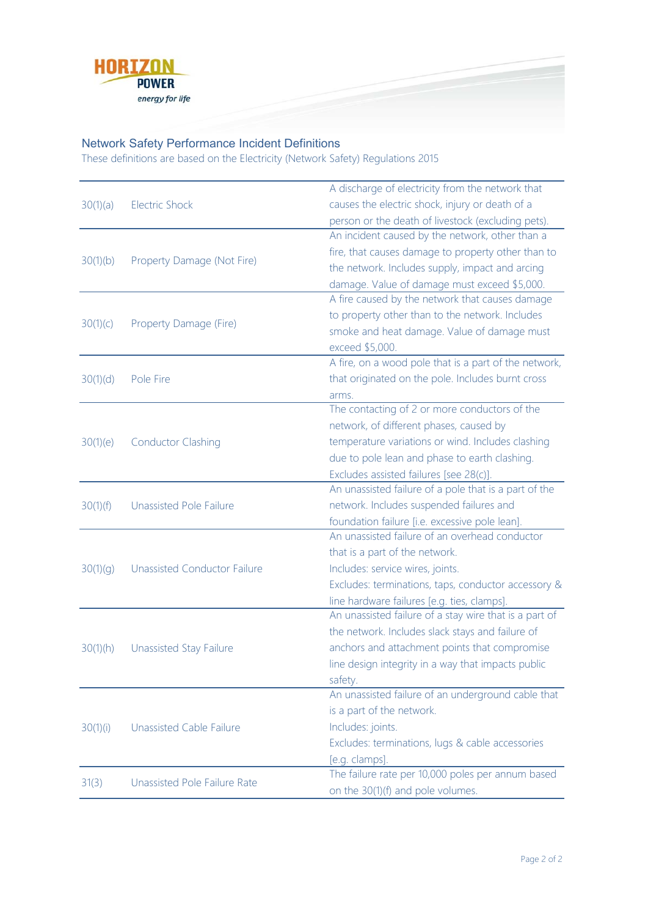## Network Safety Performance Incident Definitions

These definitions are based on the Electricity (Network Safety) Regulations 2015

| | | |
|---|---|---|
| 30(1)(a) | Electric Shock | A discharge of electricity from the network that causes the electric shock, injury or death of a person or the death of livestock (excluding pets). |
| 30(1)(b) | Property Damage (Not Fire) | An incident caused by the network, other than a fire, that causes damage to property other than to the network. Includes supply, impact and arcing damage. Value of damage must exceed $5,000. |
| 30(1)(c) | Property Damage (Fire) | A fire caused by the network that causes damage to property other than to the network. Includes smoke and heat damage. Value of damage must exceed $5,000. |
| 30(1)(d) | Pole Fire | A fire, on a wood pole that is a part of the network, that originated on the pole. Includes burnt cross arms. |
| 30(1)(e) | Conductor Clashing | The contacting of 2 or more conductors of the network, of different phases, caused by temperature variations or wind. Includes clashing due to pole lean and phase to earth clashing. Excludes assisted failures [see 28(c)]. |
| 30(1)(f) | Unassisted Pole Failure | An unassisted failure of a pole that is a part of the network. Includes suspended failures and foundation failure [i.e. excessive pole lean]. |
| 30(1)(g) | Unassisted Conductor Failure | An unassisted failure of an overhead conductor that is a part of the network.<br>Includes: service wires, joints.<br>Excludes: terminations, taps, conductor accessory & line hardware failures [e.g. ties, clamps]. |
| 30(1)(h) | Unassisted Stay Failure | An unassisted failure of a stay wire that is a part of the network. Includes slack stays and failure of anchors and attachment points that compromise line design integrity in a way that impacts public safety. |
| 30(1)(i) | Unassisted Cable Failure | An unassisted failure of an underground cable that is a part of the network.<br>Includes: joints.<br>Excludes: terminations, lugs & cable accessories [e.g. clamps]. |
| 31(3) | Unassisted Pole Failure Rate | The failure rate per 10,000 poles per annum based on the 30(1)(f) and pole volumes. |